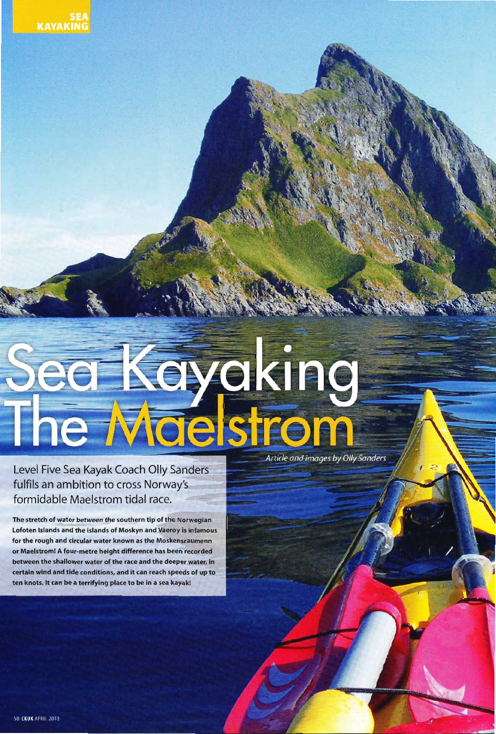# Sea Kayaking The Maelstrom

*Article and images by Olly Sanders*

Level Five Sea Kayak Coach Olly Sanders fulfils an ambition to cross Norway's formidable Maelstrom tidal race.

**The stretch of water between the southern tip of the Norwegian Lofoten Islands and the islands of Moskyn and Vaeroy is infamous for the rough and circular water known as the Moskensraumenn or Maelstrom! A four-metre height difference has been recorded between the shallower water of the race and the deeper water, in certain wind and tide conditions, and it can reach speeds of up to ten knots. It can be a terrifying place to be in a sea kayak!**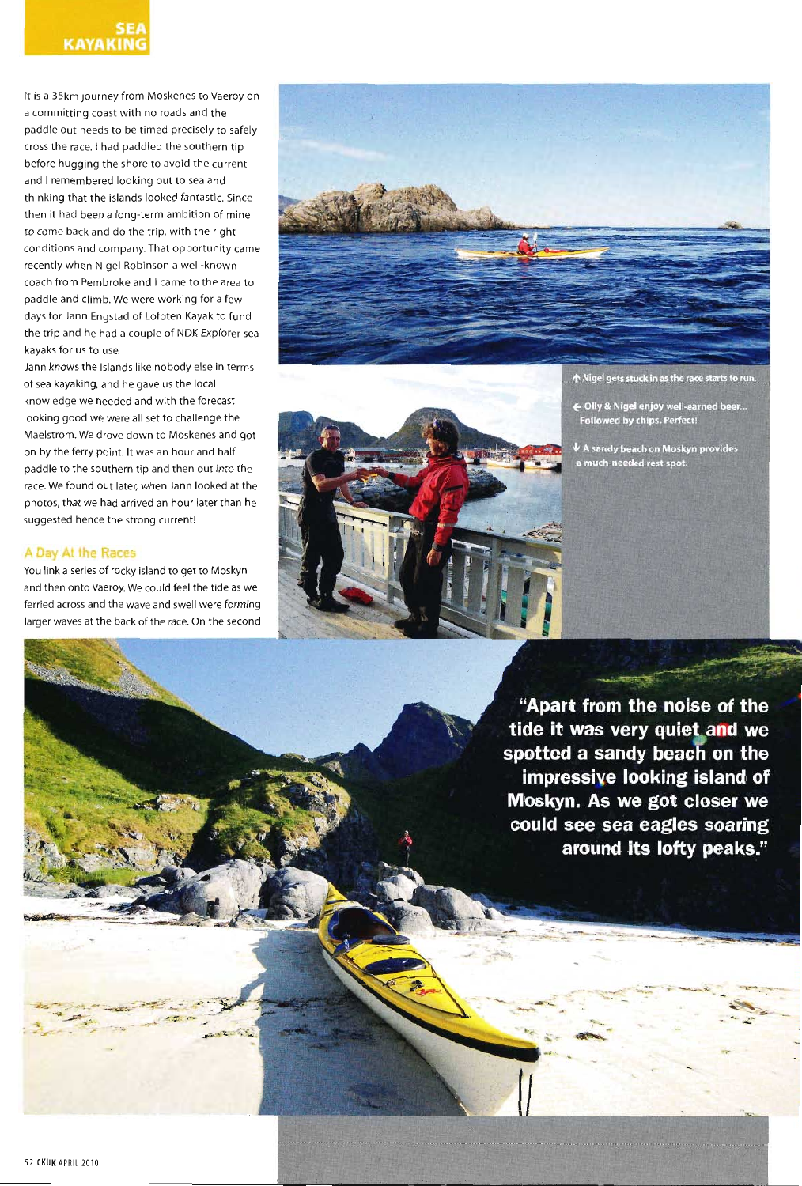**SEA KAYAKING**

It is a 35km journey from Moskenes to Vaeroy on a committing coast with no roads and the paddle out needs to be timed precisely to safely cross the race. I had paddled the southern tip before hugging the shore to avoid the current and I remembered looking out to sea and thinking that the islands looked fantastic. Since then it had been a long-term ambition of mine to come back and do the trip, with the right conditions and company. That opportunity came recently when Nigel Robinson a well-known coach from Pembroke and I came to the area to paddle and climb. We were working for a few days for Jann Engstad of Lofoten Kayak to fund the trip and he had a couple of NDK Explorer sea kayaks for us to use.

Jann knows the Islands like nobody else in terms of sea kayaking, and he gave us the local knowledge we needed and with the forecast looking good we were all set to challenge the Maelstrom. We drove down to Moskenes and got on by the ferry point. It was an hour and half paddle to the southern tip and then out into the race. We found out later, when Jann looked at the photos, that we had arrived an hour later than he suggested hence the strong current!

## A Day At the Races

You link a series of rocky island to get to Moskyn and then onto Vaeroy. We could feel the tide as we ferried across and the wave and swell were forming larger waves at the back of the race. On the second

↑ Nigel gets stuck in as the race starts to run.

← Olly & Nigel enjoy well-earned beer... Followed by chips. Perfect!

↓ A sandy beach on Moskyn provides a much-needed rest spot.

**"Apart from the noise of the tide it was very quiet and we spotted a sandy beach on the impressive looking island of Moskyn. As we got closer we could see sea eagles soaring around its lofty peaks."**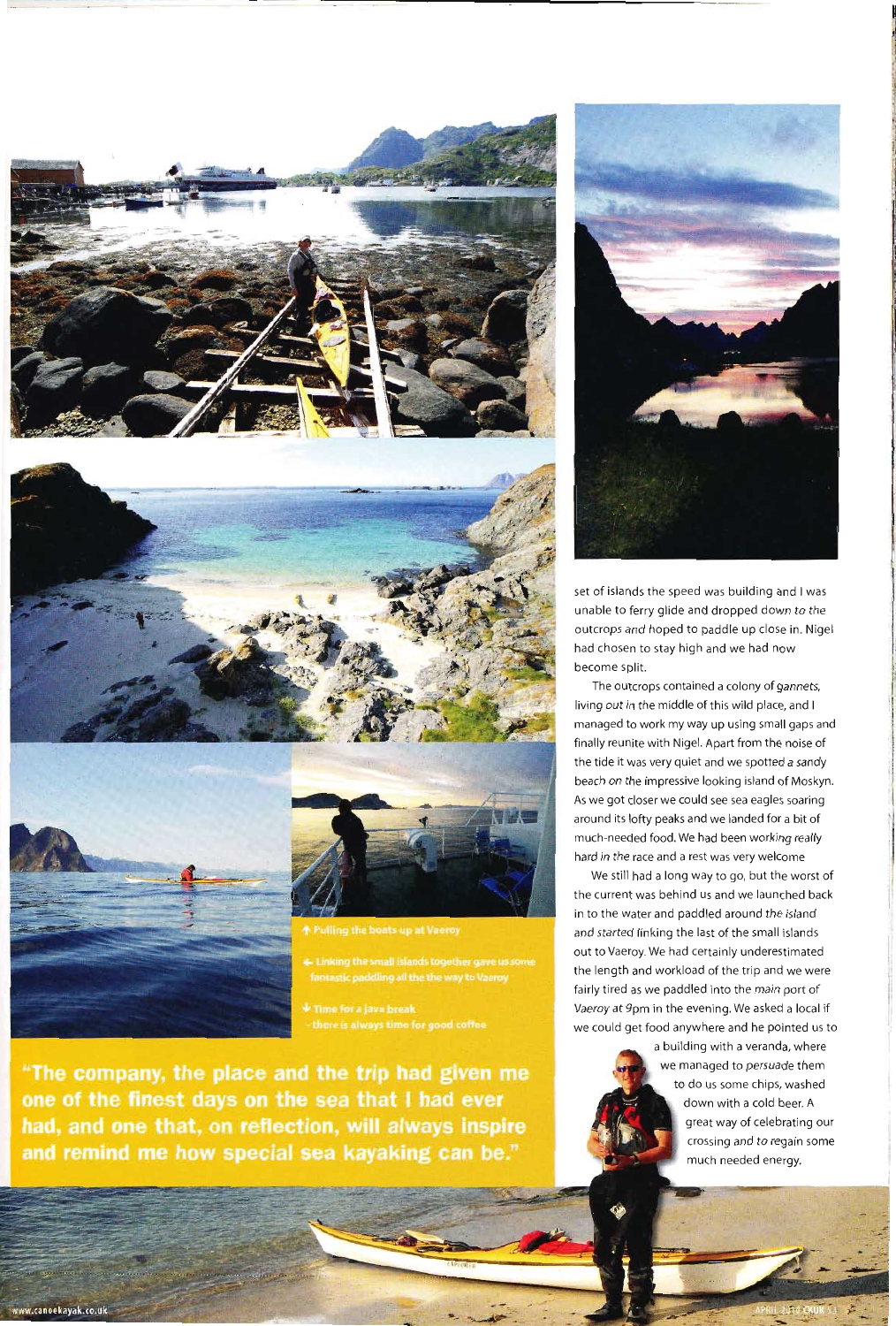↑ Pulling the boats up at Vaeroy

← Linking the small islands together gave us some fantastic paddling all the the way to Vaeroy

↓ Time for a java break - there is always time for good coffee

**"The company, the place and the trip had given me one of the finest days on the sea that I had ever had, and one that, on reflection, will always inspire and remind me how special sea kayaking can be."**

set of islands the speed was building and I was unable to ferry glide and dropped down to the outcrops and hoped to paddle up close in. Nigel had chosen to stay high and we had now become split.

The outcrops contained a colony of gannets, living out in the middle of this wild place, and I managed to work my way up using small gaps and finally reunite with Nigel. Apart from the noise of the tide it was very quiet and we spotted a sandy beach on the impressive looking island of Moskyn. As we got closer we could see sea eagles soaring around its lofty peaks and we landed for a bit of much-needed food. We had been working really hard in the race and a rest was very welcome

We still had a long way to go, but the worst of the current was behind us and we launched back in to the water and paddled around the island and started linking the last of the small islands out to Vaeroy. We had certainly underestimated the length and workload of the trip and we were fairly tired as we paddled into the main port of Vaeroy at 9pm in the evening. We asked a local if we could get food anywhere and he pointed us to a building with a veranda, where we managed to persuade them to do us some chips, washed down with a cold beer. A great way of celebrating our crossing and to regain some much needed energy.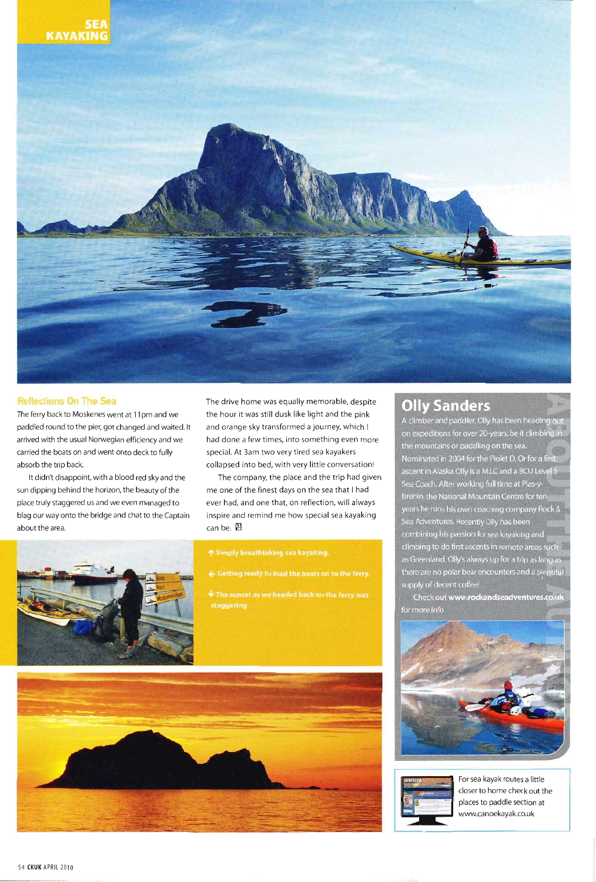## Reflections On The Sea

The ferry back to Moskenes went at 11pm and we paddled round to the pier, got changed and waited. It arrived with the usual Norwegian efficiency and we carried the boats on and went onto deck to fully absorb the trip back.

It didn't disappoint, with a blood red sky and the sun dipping behind the horizon, the beauty of the place truly staggered us and we even managed to blag our way onto the bridge and chat to the Captain about the area.

The drive home was equally memorable, despite the hour it was still dusk like light and the pink and orange sky transformed a journey, which I had done a few times, into something even more special. At 3am two very tired sea kayakers collapsed into bed, with very little conversation!

The company, the place and the trip had given me one of the finest days on the sea that I had ever had, and one that, on reflection, will always inspire and remind me how special sea kayaking can be.

↑ Simply breathtaking sea kayaking.

← Getting ready to load the boats on to the ferry.

↓ The sunset as we headed back on the ferry was staggering

## About The Author

### Olly Sanders

A climber and paddler, Olly has been heading out on expeditions for over 20-years, be it climbing in the mountains or paddling on the sea. Nominated in 2004 for the Piolet D. Or for a first ascent in Alaska Olly is a M.I.C and a BCU Level 5 Sea Coach. After working full time at Plas-y-Brenin, the National Mountain Centre for ten years he runs his own coaching company Rock & Sea Adventures. Recently Olly has been combining his passion for sea kayaking and climbing to do first ascents in remote areas such as Greenland. Olly's always up for a trip as long as there are no polar bear encounters and a plentiful supply of decent coffee!

Check out **www.rockandseadventures.co.uk** for more info

For sea kayak routes a little closer to home check out the places to paddle section at www.canoekayak.co.uk